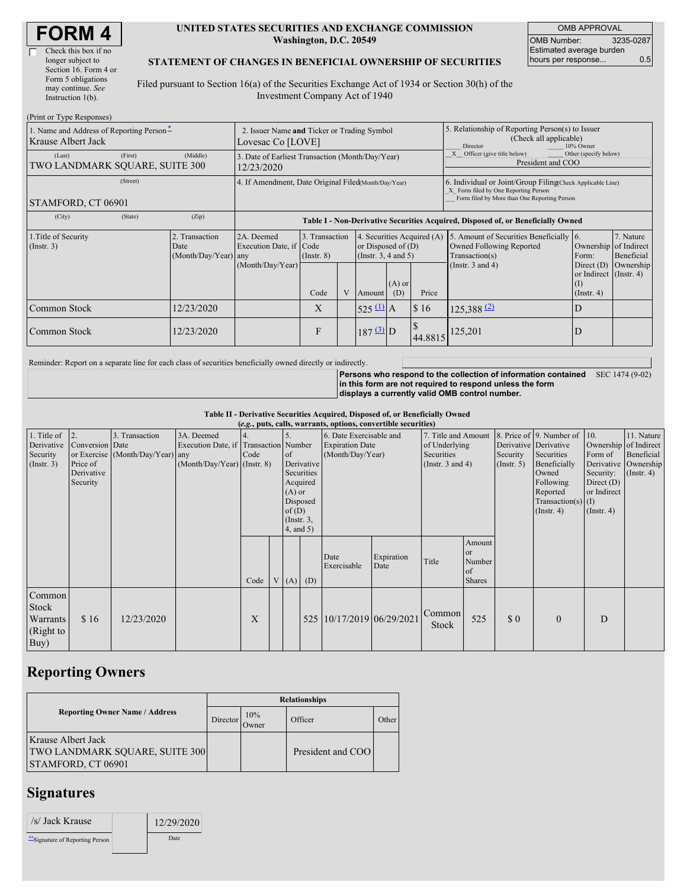# FORM 4

☐ Check this box if no longer subject to Section 16. Form 4 or Form 5 obligations may continue. *See* Instruction 1(b).

**UNITED STATES SECURITIES AND EXCHANGE COMMISSION**
**Washington, D.C. 20549**

**STATEMENT OF CHANGES IN BENEFICIAL OWNERSHIP OF SECURITIES**

Filed pursuant to Section 16(a) of the Securities Exchange Act of 1934 or Section 30(h) of the Investment Company Act of 1940

| OMB APPROVAL | |
|---|---|
| OMB Number: | 3235-0287 |
| Estimated average burden hours per response... | 0.5 |

(Print or Type Responses)

| 1. Name and Address of Reporting Person* | 2. Issuer Name and Ticker or Trading Symbol | 5. Relationship of Reporting Person(s) to Issuer (Check all applicable) |
|---|---|---|
| Krause Albert Jack | Lovesac Co [LOVE] | ___ Director ___ 10% Owner<br>_X_ Officer (give title below) ___ Other (specify below)<br>President and COO |
| (Last) (First) (Middle)<br>TWO LANDMARK SQUARE, SUITE 300 | 3. Date of Earliest Transaction (Month/Day/Year)<br>12/23/2020 | |
| (Street)<br>STAMFORD, CT 06901 | 4. If Amendment, Date Original Filed (Month/Day/Year) | 6. Individual or Joint/Group Filing (Check Applicable Line)<br>_X_ Form filed by One Reporting Person<br>___ Form filed by More than One Reporting Person |
| (City) (State) (Zip) | | |

**Table I - Non-Derivative Securities Acquired, Disposed of, or Beneficially Owned**

| 1.Title of Security (Instr. 3) | 2. Transaction Date (Month/Day/Year) | 2A. Deemed Execution Date, if any (Month/Day/Year) | 3. Transaction Code (Instr. 8) Code | V | 4. Securities Acquired (A) or Disposed of (D) (Instr. 3, 4 and 5) Amount | (A) or (D) | Price | 5. Amount of Securities Beneficially Owned Following Reported Transaction(s) (Instr. 3 and 4) | 6. Ownership Form: Direct (D) or Indirect (I) (Instr. 4) | 7. Nature of Indirect Beneficial Ownership (Instr. 4) |
|---|---|---|---|---|---|---|---|---|---|---|
| Common Stock | 12/23/2020 | | X | | 525 (1) | A | $ 16 | 125,388 (2) | D | |
| Common Stock | 12/23/2020 | | F | | 187 (3) | D | $ 44.8815 | 125,201 | D | |

Reminder: Report on a separate line for each class of securities beneficially owned directly or indirectly.

**Persons who respond to the collection of information contained in this form are not required to respond unless the form displays a currently valid OMB control number.** SEC 1474 (9-02)

**Table II - Derivative Securities Acquired, Disposed of, or Beneficially Owned**
**(*e.g.*, puts, calls, warrants, options, convertible securities)**

| 1. Title of Derivative Security (Instr. 3) | 2. Conversion or Exercise Price of Derivative Security | 3. Transaction Date (Month/Day/Year) | 3A. Deemed Execution Date, if any (Month/Day/Year) | 4. Transaction Code (Instr. 8) Code | V | 5. Number of Derivative Securities Acquired (A) or Disposed of (D) (Instr. 3, 4, and 5) (A) | (D) | 6. Date Exercisable and Expiration Date (Month/Day/Year) Date Exercisable | Expiration Date | 7. Title and Amount of Underlying Securities (Instr. 3 and 4) Title | Amount or Number of Shares | 8. Price of Derivative Security (Instr. 5) | 9. Number of Derivative Securities Beneficially Owned Following Reported Transaction(s) (Instr. 4) | 10. Ownership Form of Derivative Security: Direct (D) or Indirect (I) (Instr. 4) | 11. Nature of Indirect Beneficial Ownership (Instr. 4) |
|---|---|---|---|---|---|---|---|---|---|---|---|---|---|---|---|
| Common Stock Warrants (Right to Buy) | $ 16 | 12/23/2020 | | X | | | 525 | 10/17/2019 | 06/29/2021 | Common Stock | 525 | $ 0 | 0 | D | |

## Reporting Owners

| Reporting Owner Name / Address | Director | 10% Owner | Officer | Other |
|---|---|---|---|---|
| Krause Albert Jack<br>TWO LANDMARK SQUARE, SUITE 300<br>STAMFORD, CT 06901 | | | President and COO | |

## Signatures

| /s/ Jack Krause | | 12/29/2020 |
|---|---|---|
| **Signature of Reporting Person | | Date |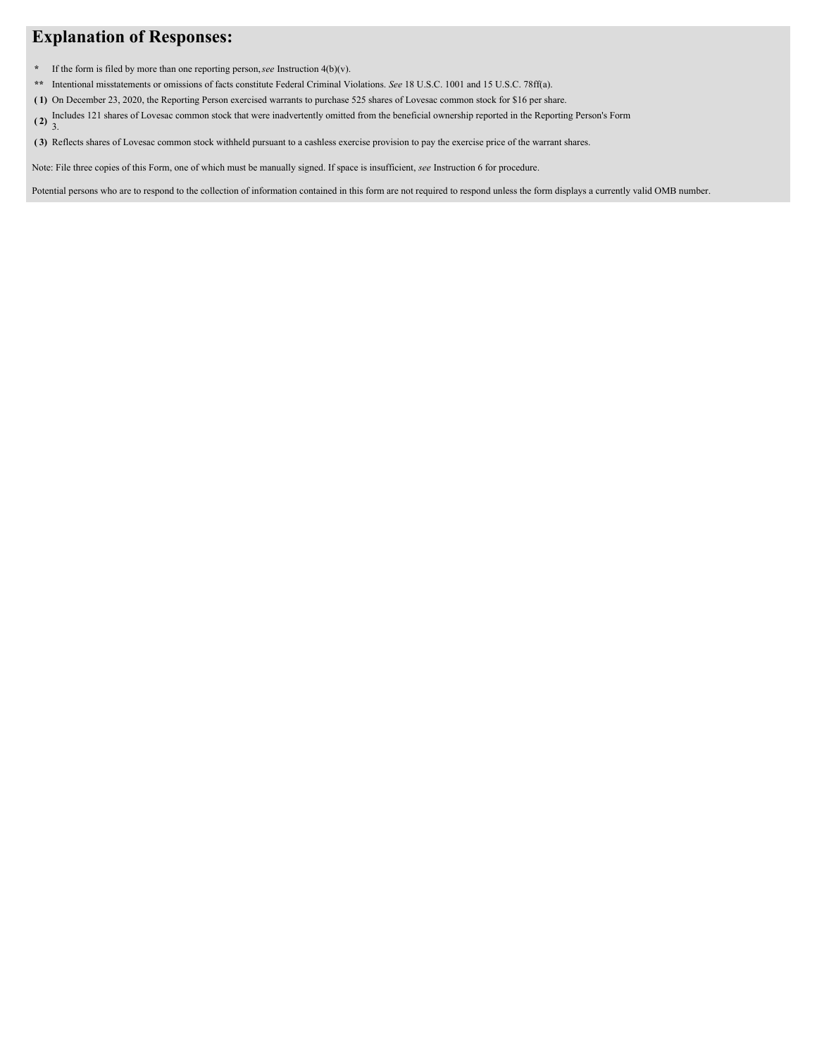## Explanation of Responses:

- \* If the form is filed by more than one reporting person, *see* Instruction 4(b)(v).
- \*\* Intentional misstatements or omissions of facts constitute Federal Criminal Violations. *See* 18 U.S.C. 1001 and 15 U.S.C. 78ff(a).

**( 1)** On December 23, 2020, the Reporting Person exercised warrants to purchase 525 shares of Lovesac common stock for $16 per share.

**( 2)** Includes 121 shares of Lovesac common stock that were inadvertently omitted from the beneficial ownership reported in the Reporting Person's Form 3.

**( 3)** Reflects shares of Lovesac common stock withheld pursuant to a cashless exercise provision to pay the exercise price of the warrant shares.

Note: File three copies of this Form, one of which must be manually signed. If space is insufficient, *see* Instruction 6 for procedure.

Potential persons who are to respond to the collection of information contained in this form are not required to respond unless the form displays a currently valid OMB number.